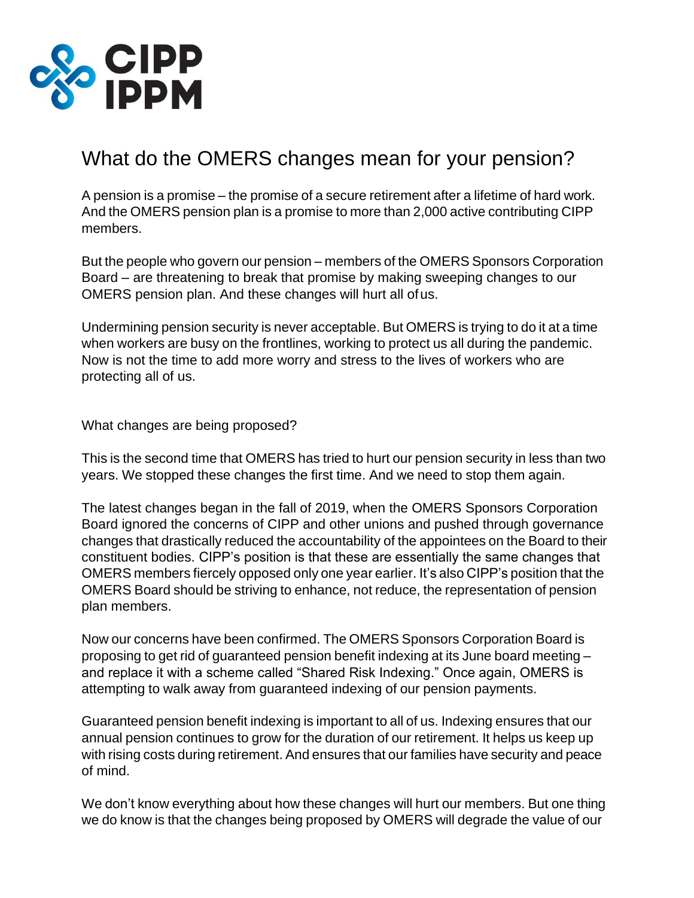CIPP
IPPM

# What do the OMERS changes mean for your pension?

A pension is a promise – the promise of a secure retirement after a lifetime of hard work. And the OMERS pension plan is a promise to more than 2,000 active contributing CIPP members.

But the people who govern our pension – members of the OMERS Sponsors Corporation Board – are threatening to break that promise by making sweeping changes to our OMERS pension plan. And these changes will hurt all of us.

Undermining pension security is never acceptable. But OMERS is trying to do it at a time when workers are busy on the frontlines, working to protect us all during the pandemic. Now is not the time to add more worry and stress to the lives of workers who are protecting all of us.

## What changes are being proposed?

This is the second time that OMERS has tried to hurt our pension security in less than two years. We stopped these changes the first time. And we need to stop them again.

The latest changes began in the fall of 2019, when the OMERS Sponsors Corporation Board ignored the concerns of CIPP and other unions and pushed through governance changes that drastically reduced the accountability of the appointees on the Board to their constituent bodies. CIPP's position is that these are essentially the same changes that OMERS members fiercely opposed only one year earlier. It's also CIPP's position that the OMERS Board should be striving to enhance, not reduce, the representation of pension plan members.

Now our concerns have been confirmed. The OMERS Sponsors Corporation Board is proposing to get rid of guaranteed pension benefit indexing at its June board meeting – and replace it with a scheme called "Shared Risk Indexing." Once again, OMERS is attempting to walk away from guaranteed indexing of our pension payments.

Guaranteed pension benefit indexing is important to all of us. Indexing ensures that our annual pension continues to grow for the duration of our retirement. It helps us keep up with rising costs during retirement. And ensures that our families have security and peace of mind.

We don't know everything about how these changes will hurt our members. But one thing we do know is that the changes being proposed by OMERS will degrade the value of our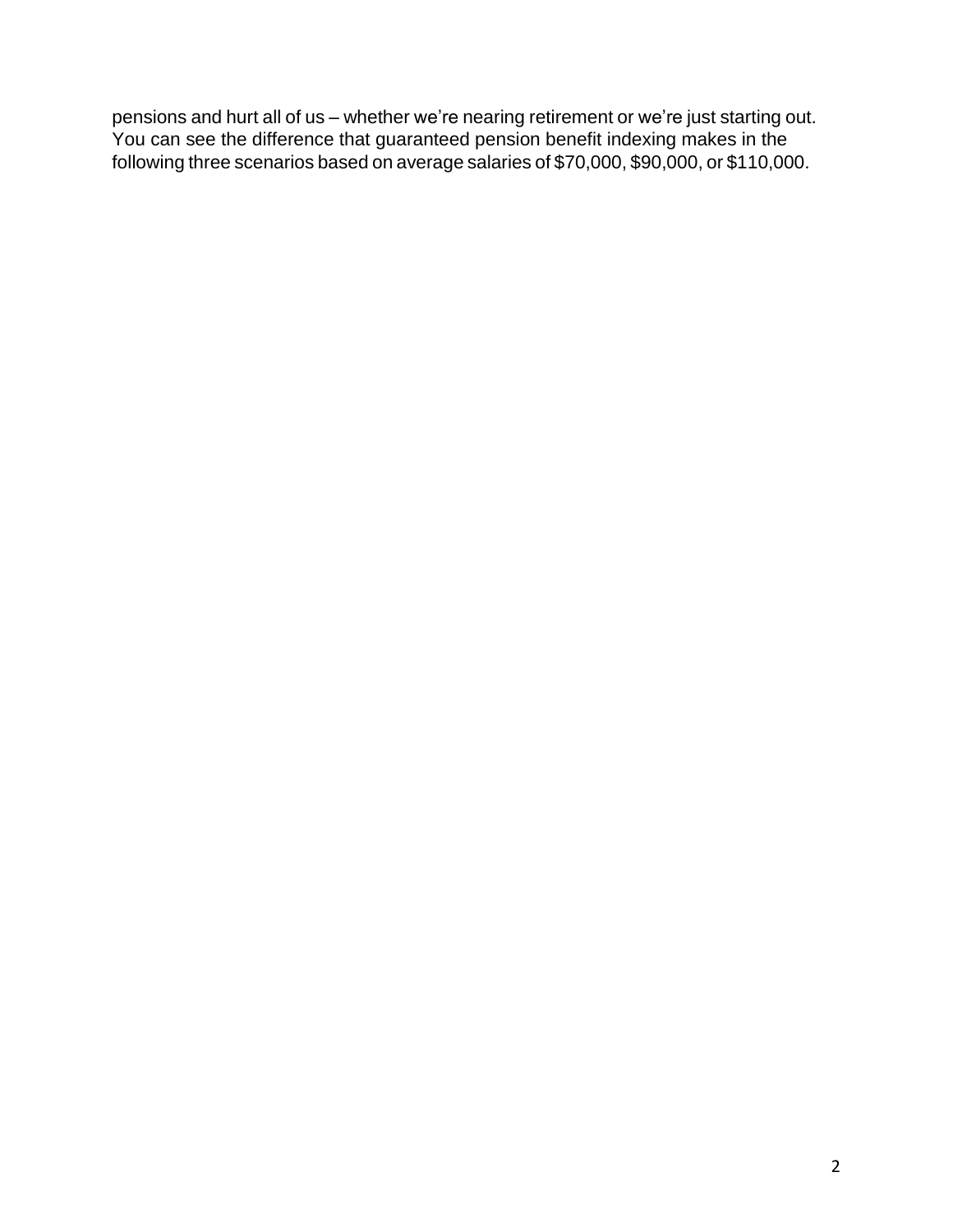pensions and hurt all of us – whether we're nearing retirement or we're just starting out. You can see the difference that guaranteed pension benefit indexing makes in the following three scenarios based on average salaries of $70,000, $90,000, or $110,000.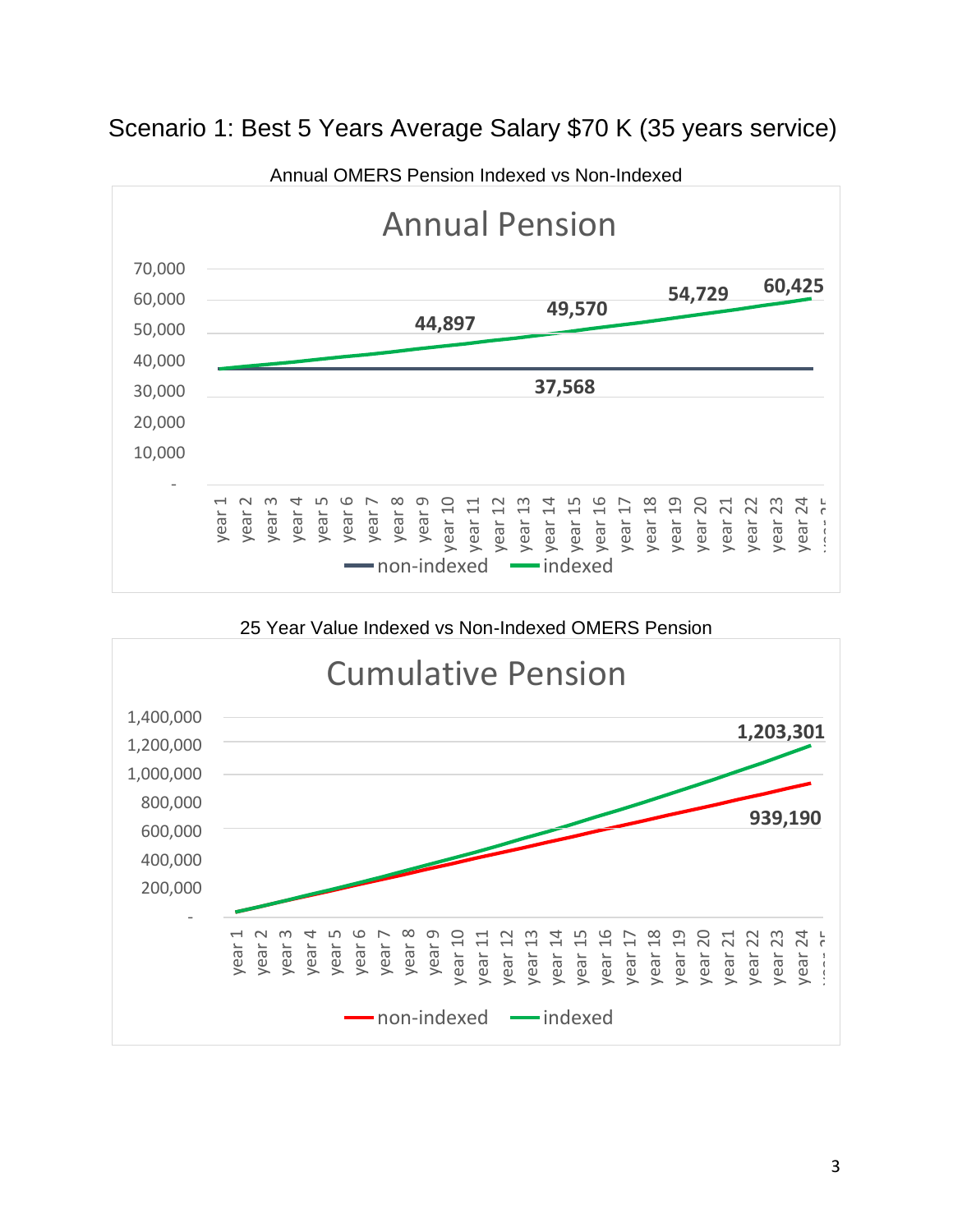## Scenario 1: Best 5 Years Average Salary $70 K (35 years service)

Annual OMERS Pension Indexed vs Non-Indexed

25 Year Value Indexed vs Non-Indexed OMERS Pension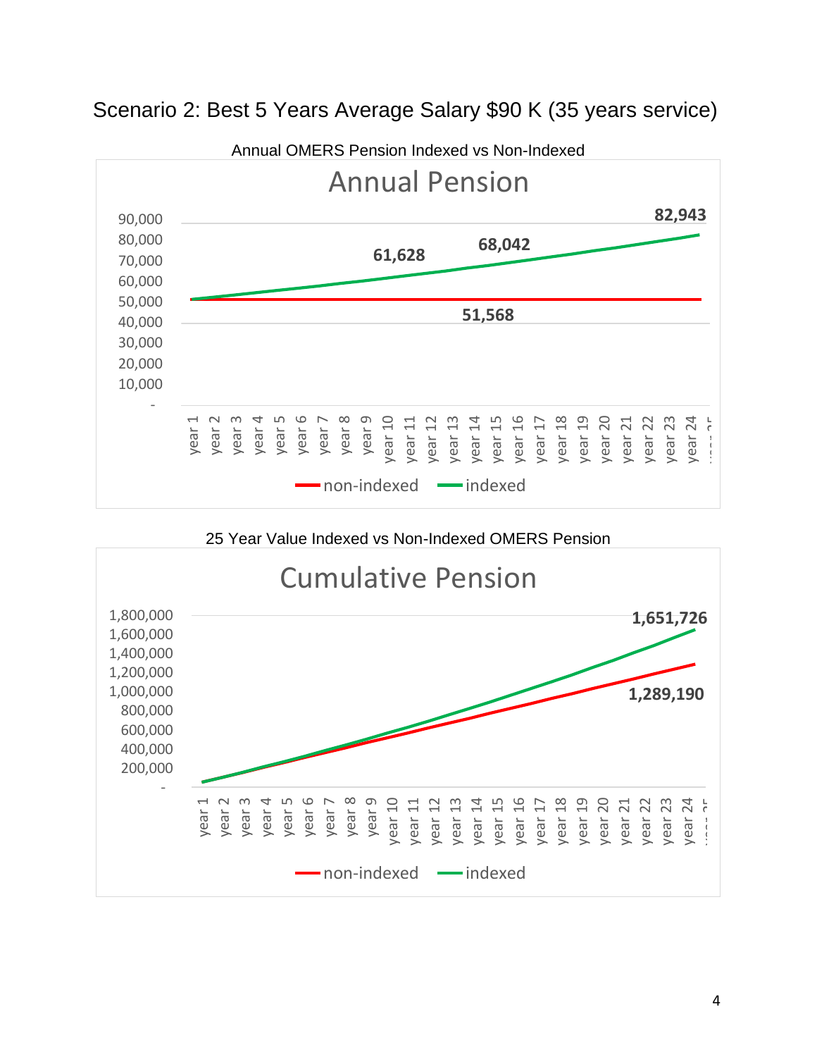# Scenario 2: Best 5 Years Average Salary $90 K (35 years service)

Annual OMERS Pension Indexed vs Non-Indexed

25 Year Value Indexed vs Non-Indexed OMERS Pension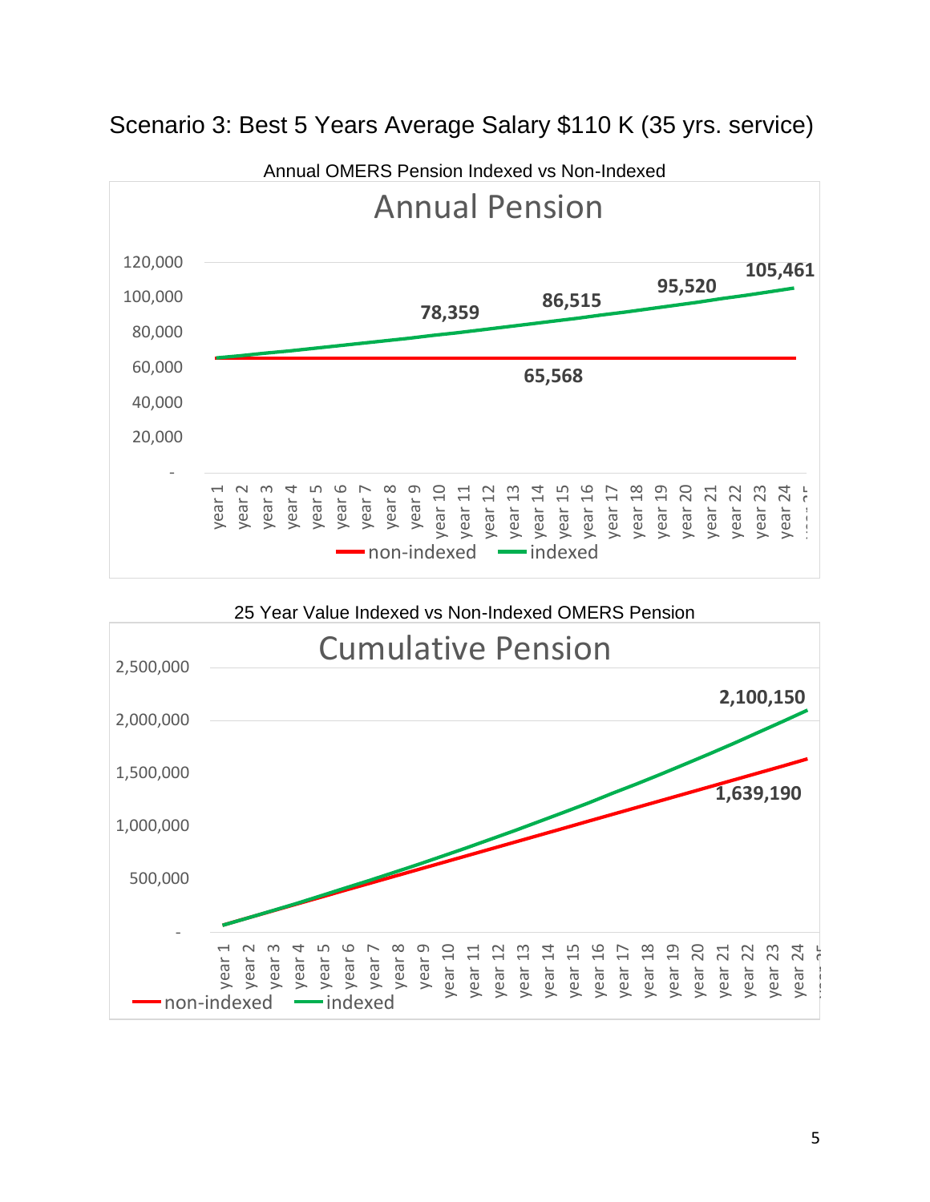## Scenario 3: Best 5 Years Average Salary $110 K (35 yrs. service)

Annual OMERS Pension Indexed vs Non-Indexed

Annual Pension

| | Year 1 | Year 10 | Year 15 | Year 20 | Year 25 |
|---|---|---|---|---|---|
| non-indexed | 65,568 | 65,568 | 65,568 | 65,568 | 65,568 |
| indexed | | 78,359 | 86,515 | 95,520 | 105,461 |

25 Year Value Indexed vs Non-Indexed OMERS Pension

Cumulative Pension

| | Year 25 |
|---|---|
| non-indexed | 1,639,190 |
| indexed | 2,100,150 |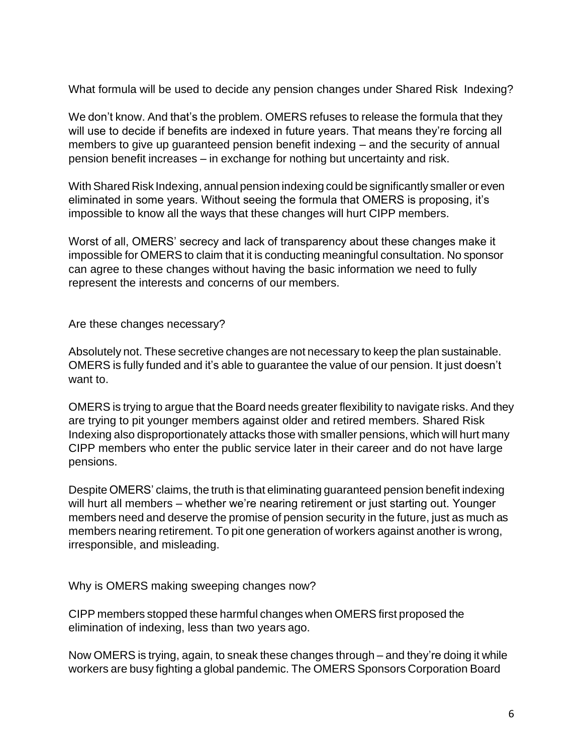What formula will be used to decide any pension changes under Shared Risk Indexing?

We don't know. And that's the problem. OMERS refuses to release the formula that they will use to decide if benefits are indexed in future years. That means they're forcing all members to give up guaranteed pension benefit indexing – and the security of annual pension benefit increases – in exchange for nothing but uncertainty and risk.

With Shared Risk Indexing, annual pension indexing could be significantly smaller or even eliminated in some years. Without seeing the formula that OMERS is proposing, it's impossible to know all the ways that these changes will hurt CIPP members.

Worst of all, OMERS' secrecy and lack of transparency about these changes make it impossible for OMERS to claim that it is conducting meaningful consultation. No sponsor can agree to these changes without having the basic information we need to fully represent the interests and concerns of our members.

Are these changes necessary?

Absolutely not. These secretive changes are not necessary to keep the plan sustainable. OMERS is fully funded and it's able to guarantee the value of our pension. It just doesn't want to.

OMERS is trying to argue that the Board needs greater flexibility to navigate risks. And they are trying to pit younger members against older and retired members. Shared Risk Indexing also disproportionately attacks those with smaller pensions, which will hurt many CIPP members who enter the public service later in their career and do not have large pensions.

Despite OMERS' claims, the truth is that eliminating guaranteed pension benefit indexing will hurt all members – whether we're nearing retirement or just starting out. Younger members need and deserve the promise of pension security in the future, just as much as members nearing retirement. To pit one generation of workers against another is wrong, irresponsible, and misleading.

Why is OMERS making sweeping changes now?

CIPP members stopped these harmful changes when OMERS first proposed the elimination of indexing, less than two years ago.

Now OMERS is trying, again, to sneak these changes through – and they're doing it while workers are busy fighting a global pandemic. The OMERS Sponsors Corporation Board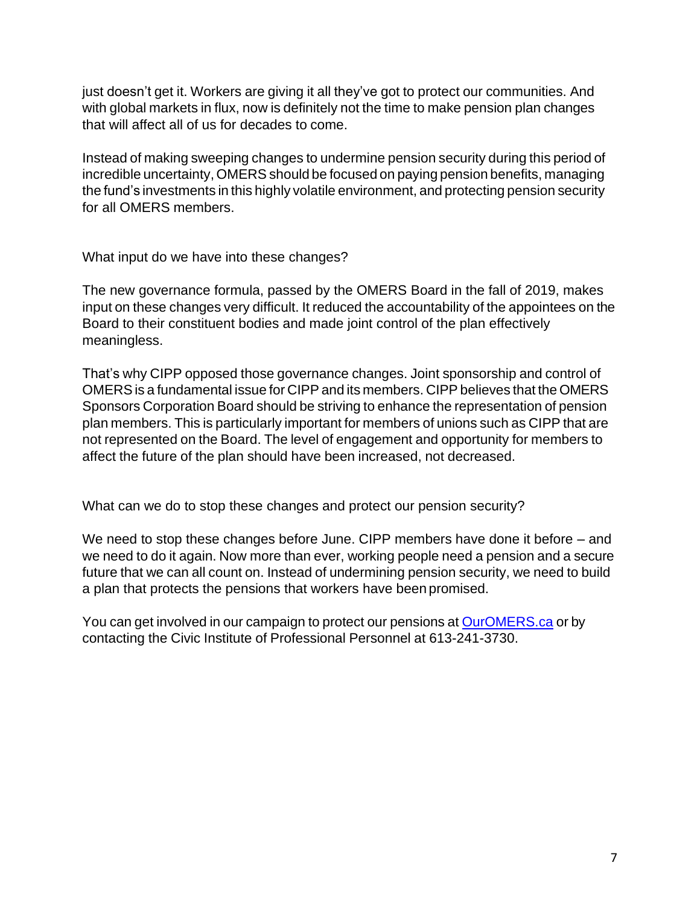just doesn't get it. Workers are giving it all they've got to protect our communities. And with global markets in flux, now is definitely not the time to make pension plan changes that will affect all of us for decades to come.

Instead of making sweeping changes to undermine pension security during this period of incredible uncertainty, OMERS should be focused on paying pension benefits, managing the fund's investments in this highly volatile environment, and protecting pension security for all OMERS members.

What input do we have into these changes?

The new governance formula, passed by the OMERS Board in the fall of 2019, makes input on these changes very difficult. It reduced the accountability of the appointees on the Board to their constituent bodies and made joint control of the plan effectively meaningless.

That's why CIPP opposed those governance changes. Joint sponsorship and control of OMERS is a fundamental issue for CIPP and its members. CIPP believes that the OMERS Sponsors Corporation Board should be striving to enhance the representation of pension plan members. This is particularly important for members of unions such as CIPP that are not represented on the Board. The level of engagement and opportunity for members to affect the future of the plan should have been increased, not decreased.

What can we do to stop these changes and protect our pension security?

We need to stop these changes before June. CIPP members have done it before – and we need to do it again. Now more than ever, working people need a pension and a secure future that we can all count on. Instead of undermining pension security, we need to build a plan that protects the pensions that workers have been promised.

You can get involved in our campaign to protect our pensions at [OurOMERS.ca](http://OurOMERS.ca) or by contacting the Civic Institute of Professional Personnel at 613-241-3730.